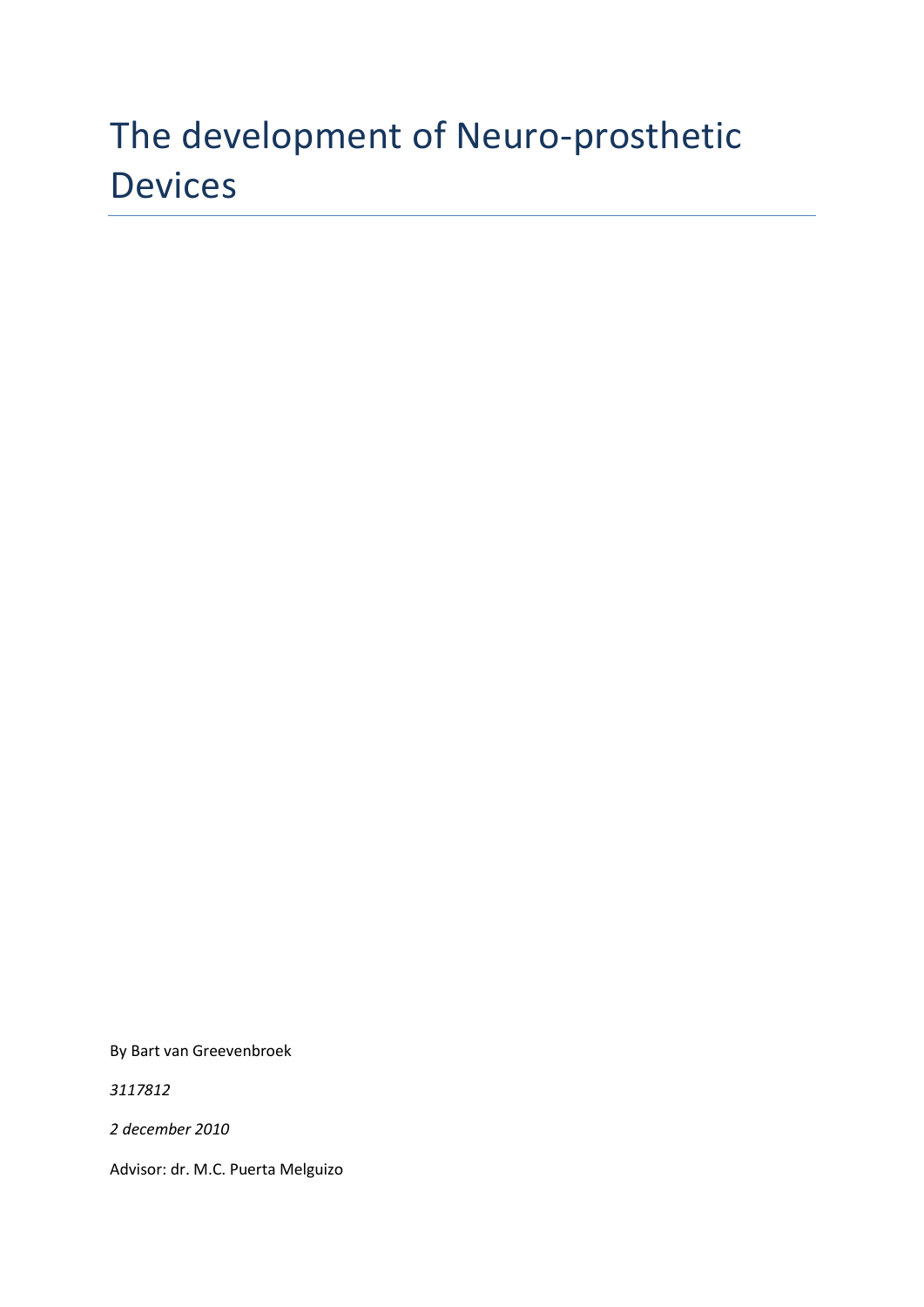# The development of Neuro-prosthetic Devices

By Bart van Greevenbroek

*3117812*

*2 december 2010*

Advisor: dr. M.C. Puerta Melguizo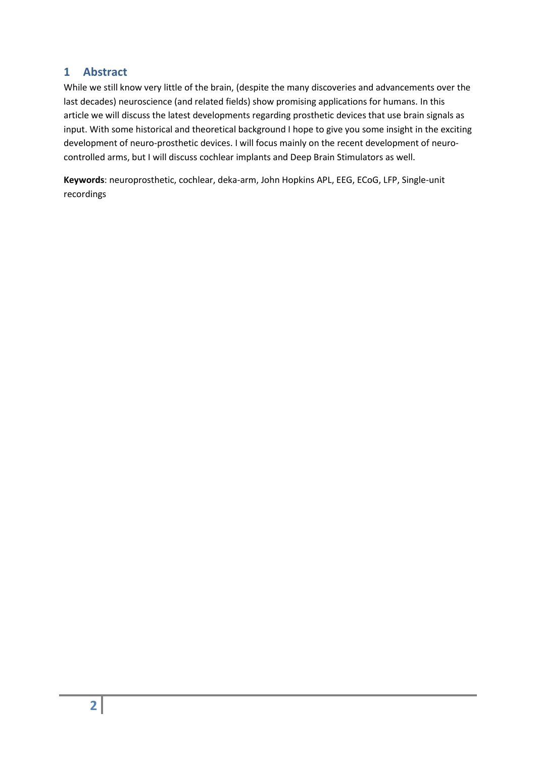## 1 Abstract

While we still know very little of the brain, (despite the many discoveries and advancements over the last decades) neuroscience (and related fields) show promising applications for humans. In this article we will discuss the latest developments regarding prosthetic devices that use brain signals as input. With some historical and theoretical background I hope to give you some insight in the exciting development of neuro-prosthetic devices. I will focus mainly on the recent development of neuro-controlled arms, but I will discuss cochlear implants and Deep Brain Stimulators as well.

**Keywords**: neuroprosthetic, cochlear, deka-arm, John Hopkins APL, EEG, ECoG, LFP, Single-unit recordings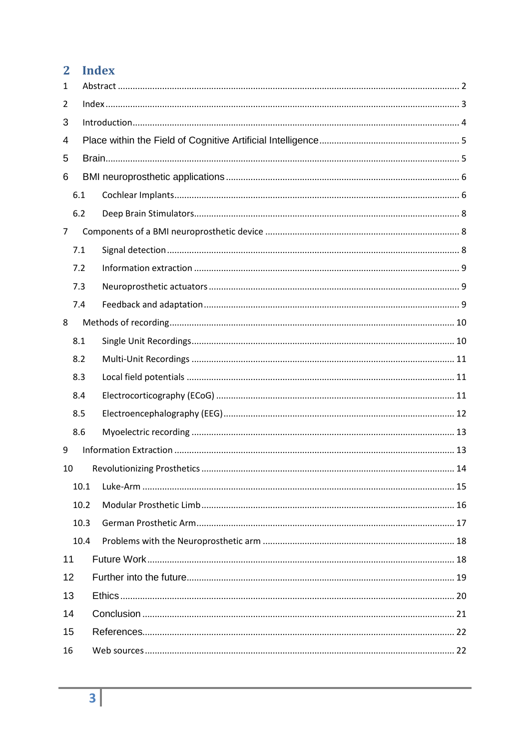## 2 Index

1 Abstract ........................................................ 2
2 Index ........................................................ 3
3 Introduction ........................................................ 4
4 Place within the Field of Cognitive Artificial Intelligence ........................................................ 5
5 Brain ........................................................ 5
6 BMI neuroprosthetic applications ........................................................ 6
  6.1 Cochlear Implants ........................................................ 6
  6.2 Deep Brain Stimulators ........................................................ 8
7 Components of a BMI neuroprosthetic device ........................................................ 8
  7.1 Signal detection ........................................................ 8
  7.2 Information extraction ........................................................ 9
  7.3 Neuroprosthetic actuators ........................................................ 9
  7.4 Feedback and adaptation ........................................................ 9
8 Methods of recording ........................................................ 10
  8.1 Single Unit Recordings ........................................................ 10
  8.2 Multi-Unit Recordings ........................................................ 11
  8.3 Local field potentials ........................................................ 11
  8.4 Electrocorticography (ECoG) ........................................................ 11
  8.5 Electroencephalography (EEG) ........................................................ 12
  8.6 Myoelectric recording ........................................................ 13
9 Information Extraction ........................................................ 13
10 Revolutionizing Prosthetics ........................................................ 14
  10.1 Luke-Arm ........................................................ 15
  10.2 Modular Prosthetic Limb ........................................................ 16
  10.3 German Prosthetic Arm ........................................................ 17
  10.4 Problems with the Neuroprosthetic arm ........................................................ 18
11 Future Work ........................................................ 18
12 Further into the future ........................................................ 19
13 Ethics ........................................................ 20
14 Conclusion ........................................................ 21
15 References ........................................................ 22
16 Web sources ........................................................ 22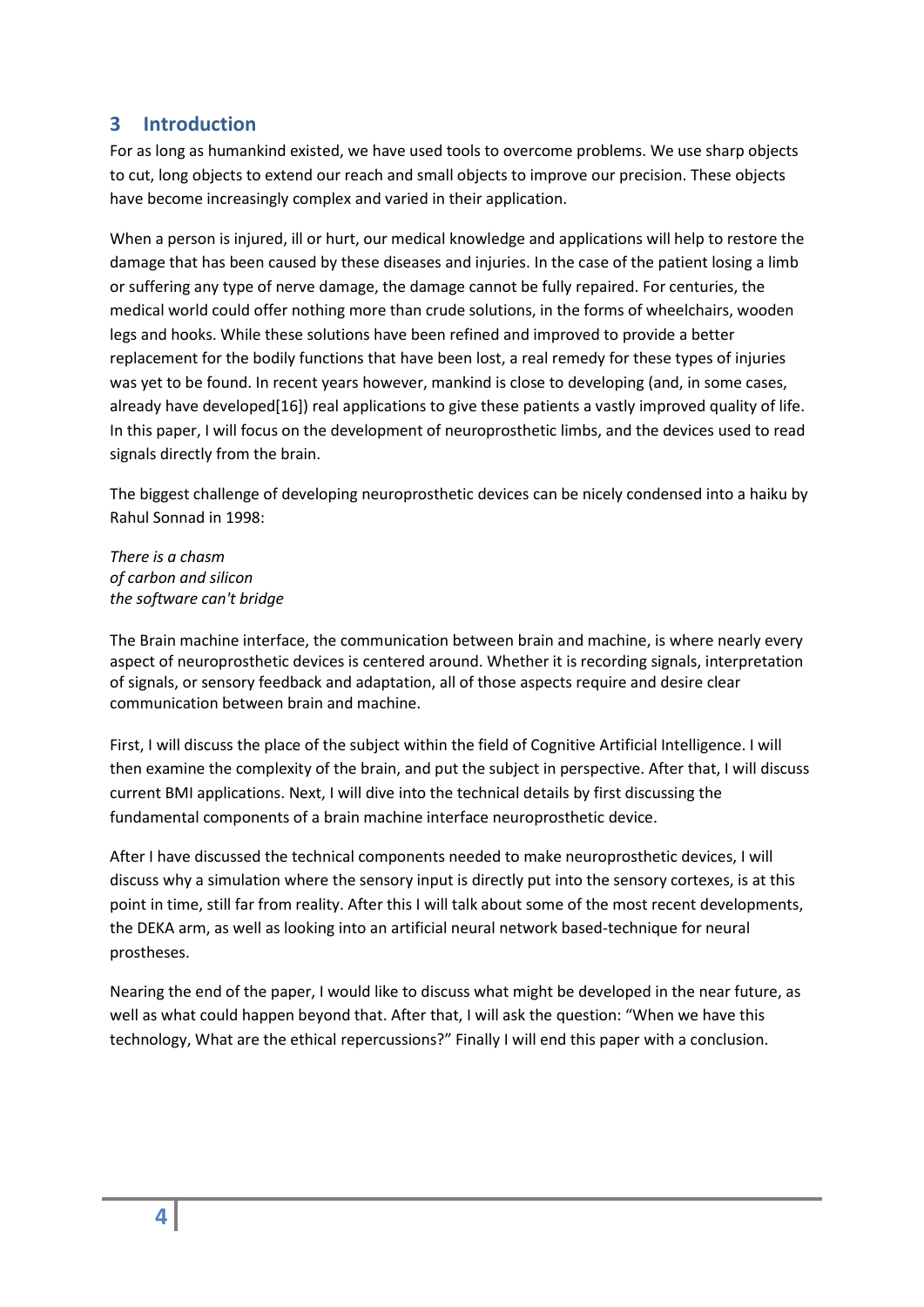## 3 Introduction

For as long as humankind existed, we have used tools to overcome problems. We use sharp objects to cut, long objects to extend our reach and small objects to improve our precision. These objects have become increasingly complex and varied in their application.

When a person is injured, ill or hurt, our medical knowledge and applications will help to restore the damage that has been caused by these diseases and injuries. In the case of the patient losing a limb or suffering any type of nerve damage, the damage cannot be fully repaired. For centuries, the medical world could offer nothing more than crude solutions, in the forms of wheelchairs, wooden legs and hooks. While these solutions have been refined and improved to provide a better replacement for the bodily functions that have been lost, a real remedy for these types of injuries was yet to be found. In recent years however, mankind is close to developing (and, in some cases, already have developed[16]) real applications to give these patients a vastly improved quality of life. In this paper, I will focus on the development of neuroprosthetic limbs, and the devices used to read signals directly from the brain.

The biggest challenge of developing neuroprosthetic devices can be nicely condensed into a haiku by Rahul Sonnad in 1998:

*There is a chasm*
*of carbon and silicon*
*the software can't bridge*

The Brain machine interface, the communication between brain and machine, is where nearly every aspect of neuroprosthetic devices is centered around. Whether it is recording signals, interpretation of signals, or sensory feedback and adaptation, all of those aspects require and desire clear communication between brain and machine.

First, I will discuss the place of the subject within the field of Cognitive Artificial Intelligence. I will then examine the complexity of the brain, and put the subject in perspective. After that, I will discuss current BMI applications. Next, I will dive into the technical details by first discussing the fundamental components of a brain machine interface neuroprosthetic device.

After I have discussed the technical components needed to make neuroprosthetic devices, I will discuss why a simulation where the sensory input is directly put into the sensory cortexes, is at this point in time, still far from reality. After this I will talk about some of the most recent developments, the DEKA arm, as well as looking into an artificial neural network based-technique for neural prostheses.

Nearing the end of the paper, I would like to discuss what might be developed in the near future, as well as what could happen beyond that. After that, I will ask the question: "When we have this technology, What are the ethical repercussions?" Finally I will end this paper with a conclusion.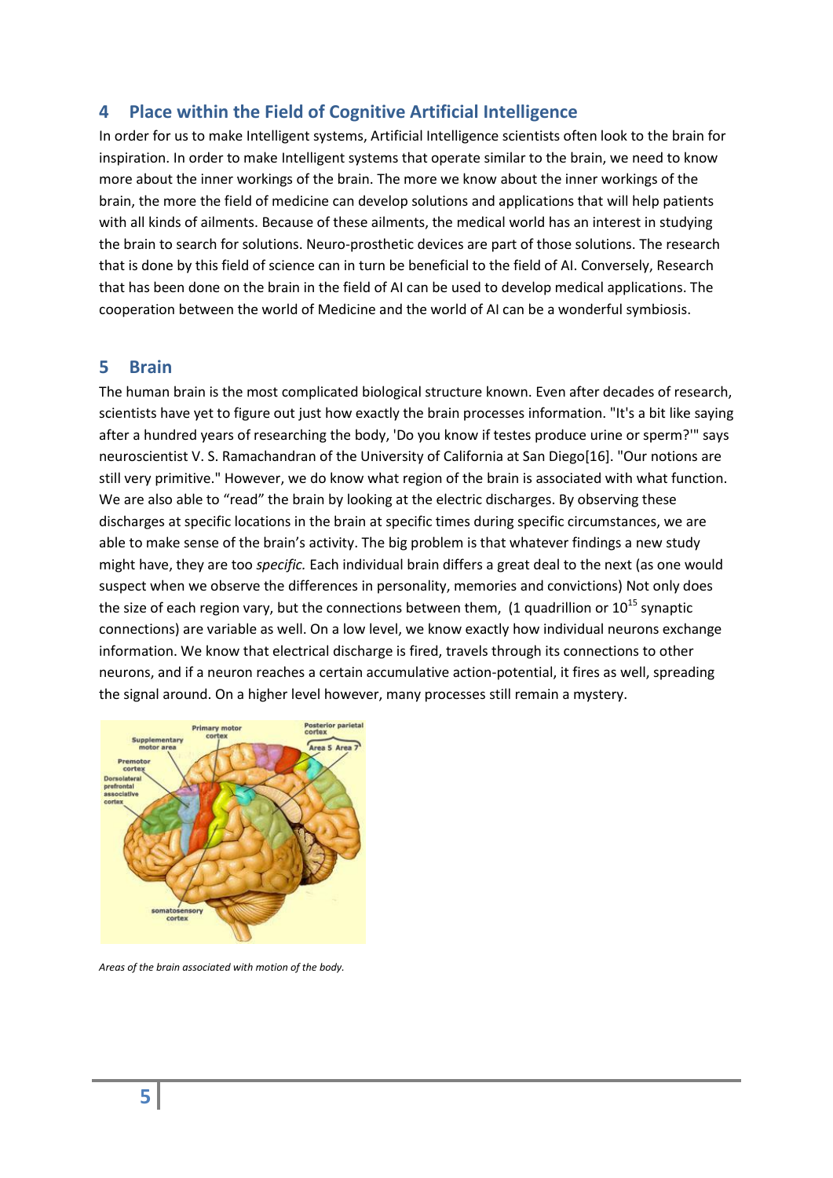## 4 Place within the Field of Cognitive Artificial Intelligence

In order for us to make Intelligent systems, Artificial Intelligence scientists often look to the brain for inspiration. In order to make Intelligent systems that operate similar to the brain, we need to know more about the inner workings of the brain. The more we know about the inner workings of the brain, the more the field of medicine can develop solutions and applications that will help patients with all kinds of ailments. Because of these ailments, the medical world has an interest in studying the brain to search for solutions. Neuro-prosthetic devices are part of those solutions. The research that is done by this field of science can in turn be beneficial to the field of AI. Conversely, Research that has been done on the brain in the field of AI can be used to develop medical applications. The cooperation between the world of Medicine and the world of AI can be a wonderful symbiosis.

## 5 Brain

The human brain is the most complicated biological structure known. Even after decades of research, scientists have yet to figure out just how exactly the brain processes information. "It's a bit like saying after a hundred years of researching the body, 'Do you know if testes produce urine or sperm?'" says neuroscientist V. S. Ramachandran of the University of California at San Diego[16]. "Our notions are still very primitive." However, we do know what region of the brain is associated with what function. We are also able to "read" the brain by looking at the electric discharges. By observing these discharges at specific locations in the brain at specific times during specific circumstances, we are able to make sense of the brain's activity. The big problem is that whatever findings a new study might have, they are too *specific.* Each individual brain differs a great deal to the next (as one would suspect when we observe the differences in personality, memories and convictions) Not only does the size of each region vary, but the connections between them, (1 quadrillion or $10^{15}$ synaptic connections) are variable as well. On a low level, we know exactly how individual neurons exchange information. We know that electrical discharge is fired, travels through its connections to other neurons, and if a neuron reaches a certain accumulative action-potential, it fires as well, spreading the signal around. On a higher level however, many processes still remain a mystery.

*Areas of the brain associated with motion of the body.*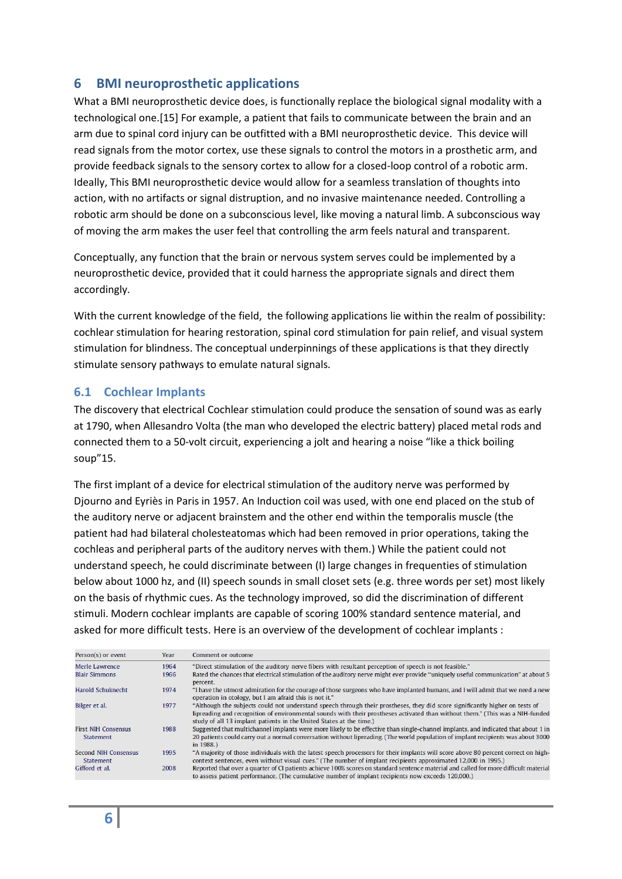## 6 BMI neuroprosthetic applications

What a BMI neuroprosthetic device does, is functionally replace the biological signal modality with a technological one.[15] For example, a patient that fails to communicate between the brain and an arm due to spinal cord injury can be outfitted with a BMI neuroprosthetic device. This device will read signals from the motor cortex, use these signals to control the motors in a prosthetic arm, and provide feedback signals to the sensory cortex to allow for a closed-loop control of a robotic arm. Ideally, This BMI neuroprosthetic device would allow for a seamless translation of thoughts into action, with no artifacts or signal distruption, and no invasive maintenance needed. Controlling a robotic arm should be done on a subconscious level, like moving a natural limb. A subconscious way of moving the arm makes the user feel that controlling the arm feels natural and transparent.

Conceptually, any function that the brain or nervous system serves could be implemented by a neuroprosthetic device, provided that it could harness the appropriate signals and direct them accordingly.

With the current knowledge of the field, the following applications lie within the realm of possibility: cochlear stimulation for hearing restoration, spinal cord stimulation for pain relief, and visual system stimulation for blindness. The conceptual underpinnings of these applications is that they directly stimulate sensory pathways to emulate natural signals.

### 6.1 Cochlear Implants

The discovery that electrical Cochlear stimulation could produce the sensation of sound was as early at 1790, when Allesandro Volta (the man who developed the electric battery) placed metal rods and connected them to a 50-volt circuit, experiencing a jolt and hearing a noise "like a thick boiling soup"15.

The first implant of a device for electrical stimulation of the auditory nerve was performed by Djourno and Eyriès in Paris in 1957. An Induction coil was used, with one end placed on the stub of the auditory nerve or adjacent brainstem and the other end within the temporalis muscle (the patient had had bilateral cholesteatomas which had been removed in prior operations, taking the cochleas and peripheral parts of the auditory nerves with them.) While the patient could not understand speech, he could discriminate between (I) large changes in frequenties of stimulation below about 1000 hz, and (II) speech sounds in small closet sets (e.g. three words per set) most likely on the basis of rhythmic cues. As the technology improved, so did the discrimination of different stimuli. Modern cochlear implants are capable of scoring 100% standard sentence material, and asked for more difficult tests. Here is an overview of the development of cochlear implants :

| Person(s) or event | Year | Comment or outcome |
|---|---|---|
| Merle Lawrence | 1964 | "Direct stimulation of the auditory nerve fibers with resultant perception of speech is not feasible." |
| Blair Simmons | 1966 | Rated the chances that electrical stimulation of the auditory nerve might ever provide "uniquely useful communication" at about 5 percent. |
| Harold Schuknecht | 1974 | "I have the utmost admiration for the courage of those surgeons who have implanted humans, and I will admit that we need a new operation in otology, but I am afraid this is not it." |
| Bilger et al. | 1977 | "Although the subjects could not understand speech through their prostheses, they did score significantly higher on tests of lipreading and recognition of environmental sounds with their prostheses activated than without them." (This was a NIH-funded study of all 13 implant patients in the United States at the time.) |
| First NIH Consensus Statement | 1988 | Suggested that multichannel implants were more likely to be effective than single-channel implants, and indicated that about 1 in 20 patients could carry out a normal conversation without lipreading. (The world population of implant recipients was about 3000 in 1988.) |
| Second NIH Consensus Statement | 1995 | "A majority of those individuals with the latest speech processors for their implants will score above 80 percent correct on high-context sentences, even without visual cues." (The number of implant recipients approximated 12,000 in 1995.) |
| Gifford et al. | 2008 | Reported that over a quarter of CI patients achieve 100% scores on standard sentence material and called for more difficult material to assess patient performance. (The cumulative number of implant recipients now exceeds 120,000.) |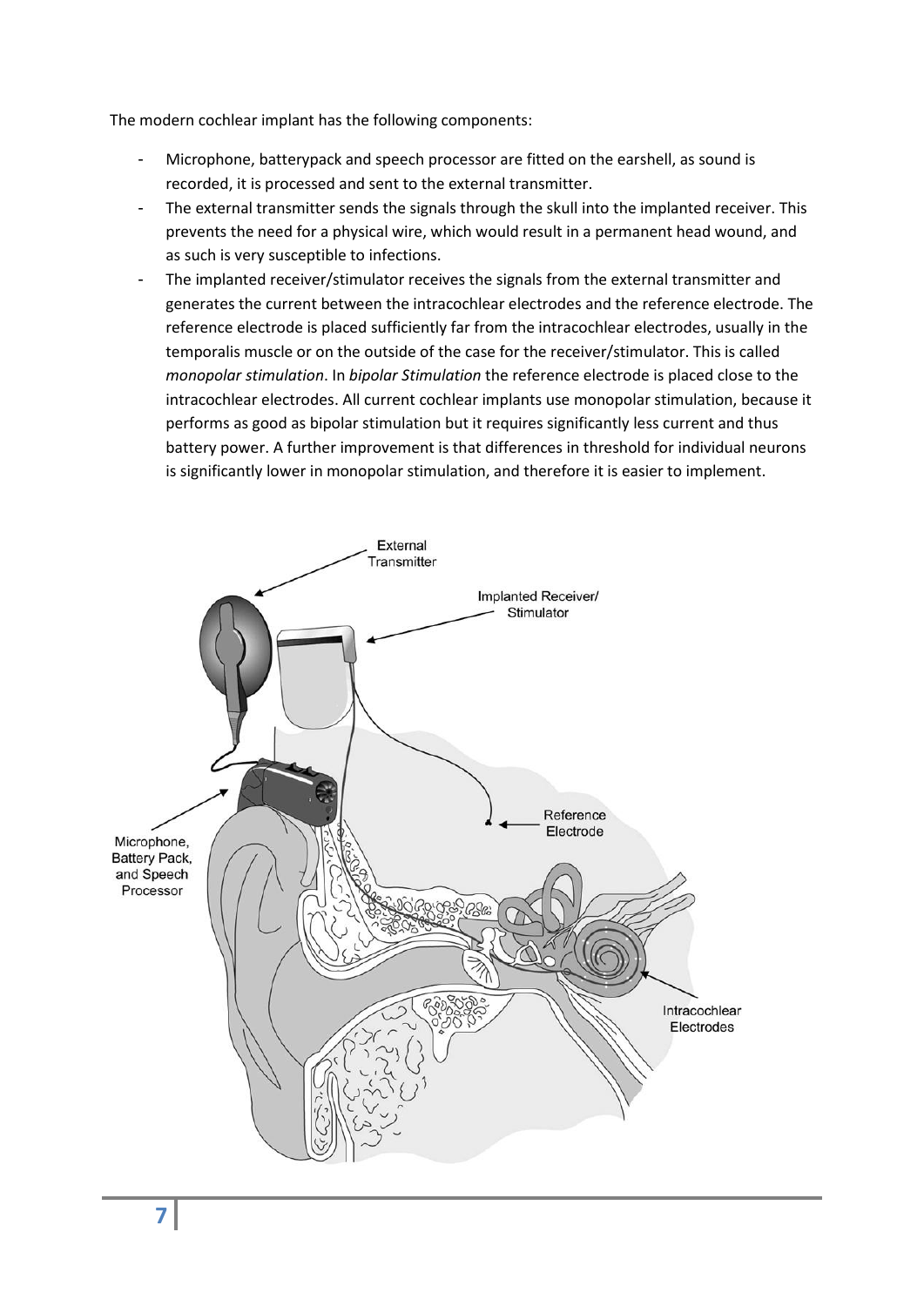The modern cochlear implant has the following components:

- Microphone, batterypack and speech processor are fitted on the earshell, as sound is recorded, it is processed and sent to the external transmitter.
- The external transmitter sends the signals through the skull into the implanted receiver. This prevents the need for a physical wire, which would result in a permanent head wound, and as such is very susceptible to infections.
- The implanted receiver/stimulator receives the signals from the external transmitter and generates the current between the intracochlear electrodes and the reference electrode. The reference electrode is placed sufficiently far from the intracochlear electrodes, usually in the temporalis muscle or on the outside of the case for the receiver/stimulator. This is called *monopolar stimulation*. In *bipolar Stimulation* the reference electrode is placed close to the intracochlear electrodes. All current cochlear implants use monopolar stimulation, because it performs as good as bipolar stimulation but it requires significantly less current and thus battery power. A further improvement is that differences in threshold for individual neurons is significantly lower in monopolar stimulation, and therefore it is easier to implement.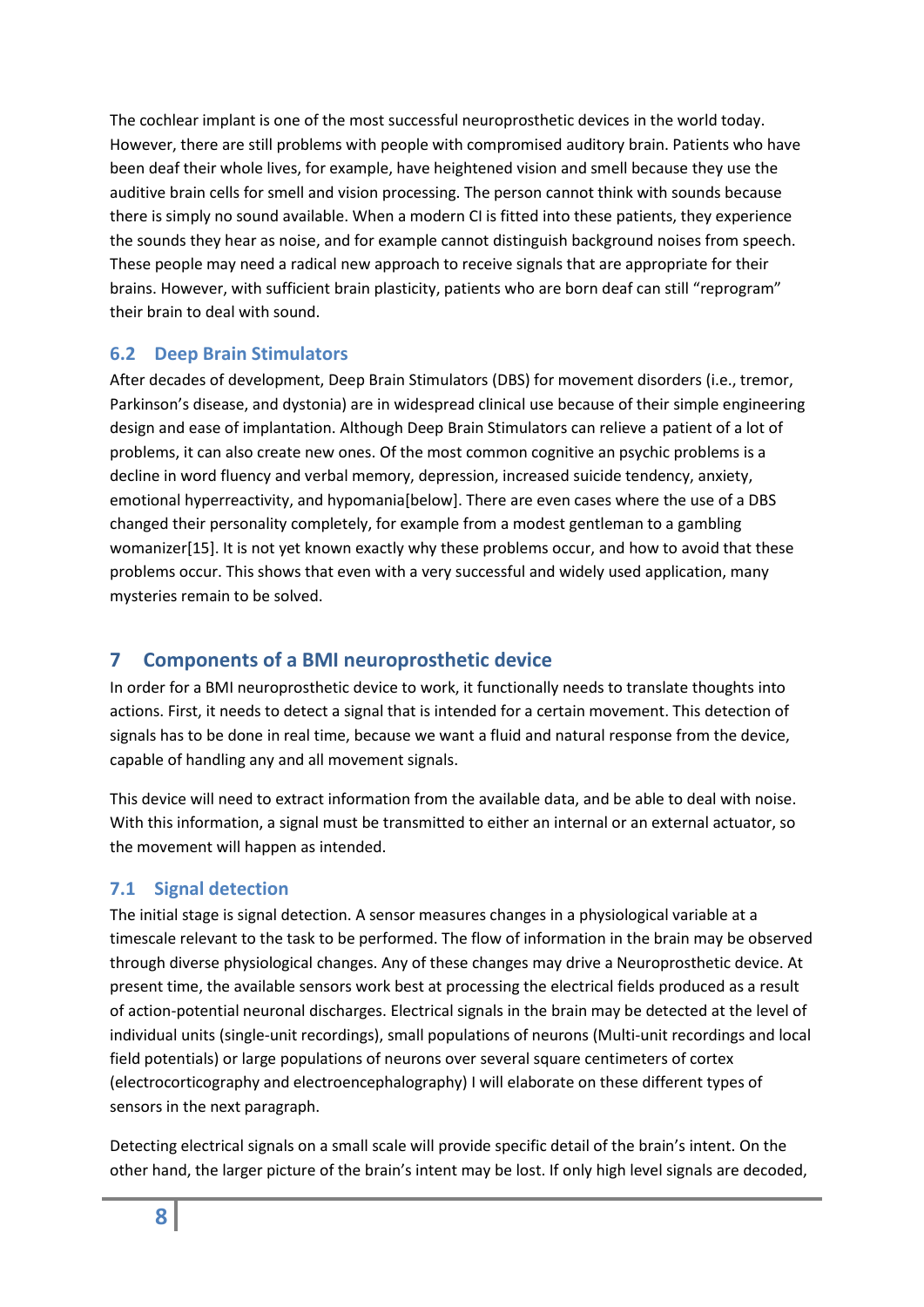The cochlear implant is one of the most successful neuroprosthetic devices in the world today. However, there are still problems with people with compromised auditory brain. Patients who have been deaf their whole lives, for example, have heightened vision and smell because they use the auditive brain cells for smell and vision processing. The person cannot think with sounds because there is simply no sound available. When a modern CI is fitted into these patients, they experience the sounds they hear as noise, and for example cannot distinguish background noises from speech. These people may need a radical new approach to receive signals that are appropriate for their brains. However, with sufficient brain plasticity, patients who are born deaf can still "reprogram" their brain to deal with sound.

### 6.2 Deep Brain Stimulators

After decades of development, Deep Brain Stimulators (DBS) for movement disorders (i.e., tremor, Parkinson's disease, and dystonia) are in widespread clinical use because of their simple engineering design and ease of implantation. Although Deep Brain Stimulators can relieve a patient of a lot of problems, it can also create new ones. Of the most common cognitive an psychic problems is a decline in word fluency and verbal memory, depression, increased suicide tendency, anxiety, emotional hyperreactivity, and hypomania[below]. There are even cases where the use of a DBS changed their personality completely, for example from a modest gentleman to a gambling womanizer[15]. It is not yet known exactly why these problems occur, and how to avoid that these problems occur. This shows that even with a very successful and widely used application, many mysteries remain to be solved.

## 7 Components of a BMI neuroprosthetic device

In order for a BMI neuroprosthetic device to work, it functionally needs to translate thoughts into actions. First, it needs to detect a signal that is intended for a certain movement. This detection of signals has to be done in real time, because we want a fluid and natural response from the device, capable of handling any and all movement signals.

This device will need to extract information from the available data, and be able to deal with noise. With this information, a signal must be transmitted to either an internal or an external actuator, so the movement will happen as intended.

### 7.1 Signal detection

The initial stage is signal detection. A sensor measures changes in a physiological variable at a timescale relevant to the task to be performed. The flow of information in the brain may be observed through diverse physiological changes. Any of these changes may drive a Neuroprosthetic device. At present time, the available sensors work best at processing the electrical fields produced as a result of action-potential neuronal discharges. Electrical signals in the brain may be detected at the level of individual units (single-unit recordings), small populations of neurons (Multi-unit recordings and local field potentials) or large populations of neurons over several square centimeters of cortex (electrocorticography and electroencephalography) I will elaborate on these different types of sensors in the next paragraph.

Detecting electrical signals on a small scale will provide specific detail of the brain's intent. On the other hand, the larger picture of the brain's intent may be lost. If only high level signals are decoded,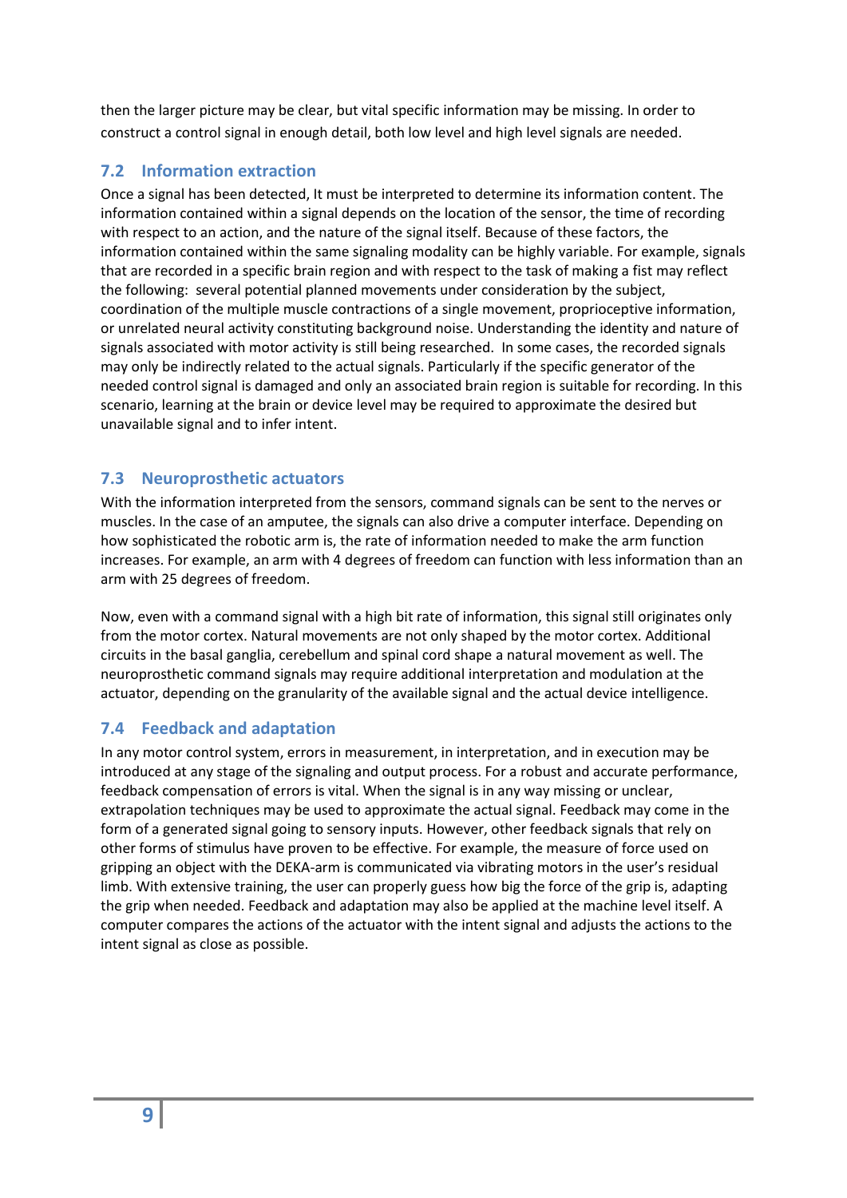then the larger picture may be clear, but vital specific information may be missing. In order to construct a control signal in enough detail, both low level and high level signals are needed.

## 7.2 Information extraction

Once a signal has been detected, It must be interpreted to determine its information content. The information contained within a signal depends on the location of the sensor, the time of recording with respect to an action, and the nature of the signal itself. Because of these factors, the information contained within the same signaling modality can be highly variable. For example, signals that are recorded in a specific brain region and with respect to the task of making a fist may reflect the following: several potential planned movements under consideration by the subject, coordination of the multiple muscle contractions of a single movement, proprioceptive information, or unrelated neural activity constituting background noise. Understanding the identity and nature of signals associated with motor activity is still being researched. In some cases, the recorded signals may only be indirectly related to the actual signals. Particularly if the specific generator of the needed control signal is damaged and only an associated brain region is suitable for recording. In this scenario, learning at the brain or device level may be required to approximate the desired but unavailable signal and to infer intent.

## 7.3 Neuroprosthetic actuators

With the information interpreted from the sensors, command signals can be sent to the nerves or muscles. In the case of an amputee, the signals can also drive a computer interface. Depending on how sophisticated the robotic arm is, the rate of information needed to make the arm function increases. For example, an arm with 4 degrees of freedom can function with less information than an arm with 25 degrees of freedom.

Now, even with a command signal with a high bit rate of information, this signal still originates only from the motor cortex. Natural movements are not only shaped by the motor cortex. Additional circuits in the basal ganglia, cerebellum and spinal cord shape a natural movement as well. The neuroprosthetic command signals may require additional interpretation and modulation at the actuator, depending on the granularity of the available signal and the actual device intelligence.

## 7.4 Feedback and adaptation

In any motor control system, errors in measurement, in interpretation, and in execution may be introduced at any stage of the signaling and output process. For a robust and accurate performance, feedback compensation of errors is vital. When the signal is in any way missing or unclear, extrapolation techniques may be used to approximate the actual signal. Feedback may come in the form of a generated signal going to sensory inputs. However, other feedback signals that rely on other forms of stimulus have proven to be effective. For example, the measure of force used on gripping an object with the DEKA-arm is communicated via vibrating motors in the user's residual limb. With extensive training, the user can properly guess how big the force of the grip is, adapting the grip when needed. Feedback and adaptation may also be applied at the machine level itself. A computer compares the actions of the actuator with the intent signal and adjusts the actions to the intent signal as close as possible.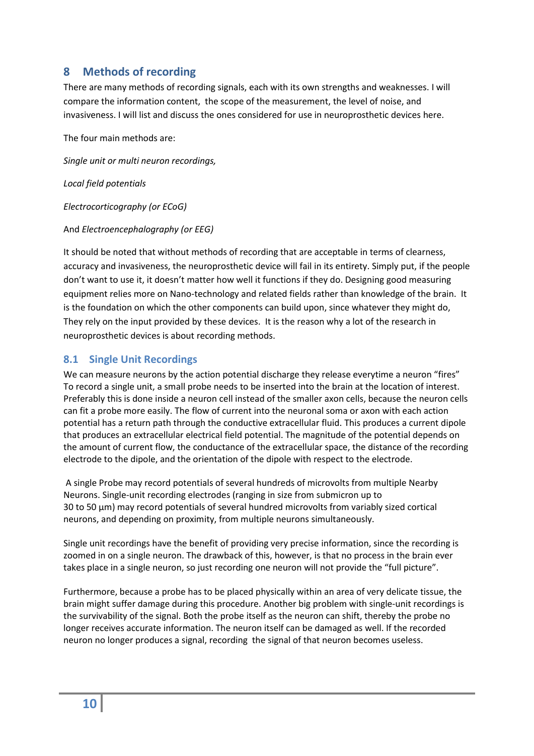## 8 Methods of recording

There are many methods of recording signals, each with its own strengths and weaknesses. I will compare the information content, the scope of the measurement, the level of noise, and invasiveness. I will list and discuss the ones considered for use in neuroprosthetic devices here.

The four main methods are:

*Single unit or multi neuron recordings,*

*Local field potentials*

*Electrocorticography (or ECoG)*

And *Electroencephalography (or EEG)*

It should be noted that without methods of recording that are acceptable in terms of clearness, accuracy and invasiveness, the neuroprosthetic device will fail in its entirety. Simply put, if the people don't want to use it, it doesn't matter how well it functions if they do. Designing good measuring equipment relies more on Nano-technology and related fields rather than knowledge of the brain. It is the foundation on which the other components can build upon, since whatever they might do, They rely on the input provided by these devices. It is the reason why a lot of the research in neuroprosthetic devices is about recording methods.

### 8.1 Single Unit Recordings

We can measure neurons by the action potential discharge they release everytime a neuron "fires" To record a single unit, a small probe needs to be inserted into the brain at the location of interest. Preferably this is done inside a neuron cell instead of the smaller axon cells, because the neuron cells can fit a probe more easily. The flow of current into the neuronal soma or axon with each action potential has a return path through the conductive extracellular fluid. This produces a current dipole that produces an extracellular electrical field potential. The magnitude of the potential depends on the amount of current flow, the conductance of the extracellular space, the distance of the recording electrode to the dipole, and the orientation of the dipole with respect to the electrode.

A single Probe may record potentials of several hundreds of microvolts from multiple Nearby Neurons. Single-unit recording electrodes (ranging in size from submicron up to 30 to 50 μm) may record potentials of several hundred microvolts from variably sized cortical neurons, and depending on proximity, from multiple neurons simultaneously.

Single unit recordings have the benefit of providing very precise information, since the recording is zoomed in on a single neuron. The drawback of this, however, is that no process in the brain ever takes place in a single neuron, so just recording one neuron will not provide the "full picture".

Furthermore, because a probe has to be placed physically within an area of very delicate tissue, the brain might suffer damage during this procedure. Another big problem with single-unit recordings is the survivability of the signal. Both the probe itself as the neuron can shift, thereby the probe no longer receives accurate information. The neuron itself can be damaged as well. If the recorded neuron no longer produces a signal, recording the signal of that neuron becomes useless.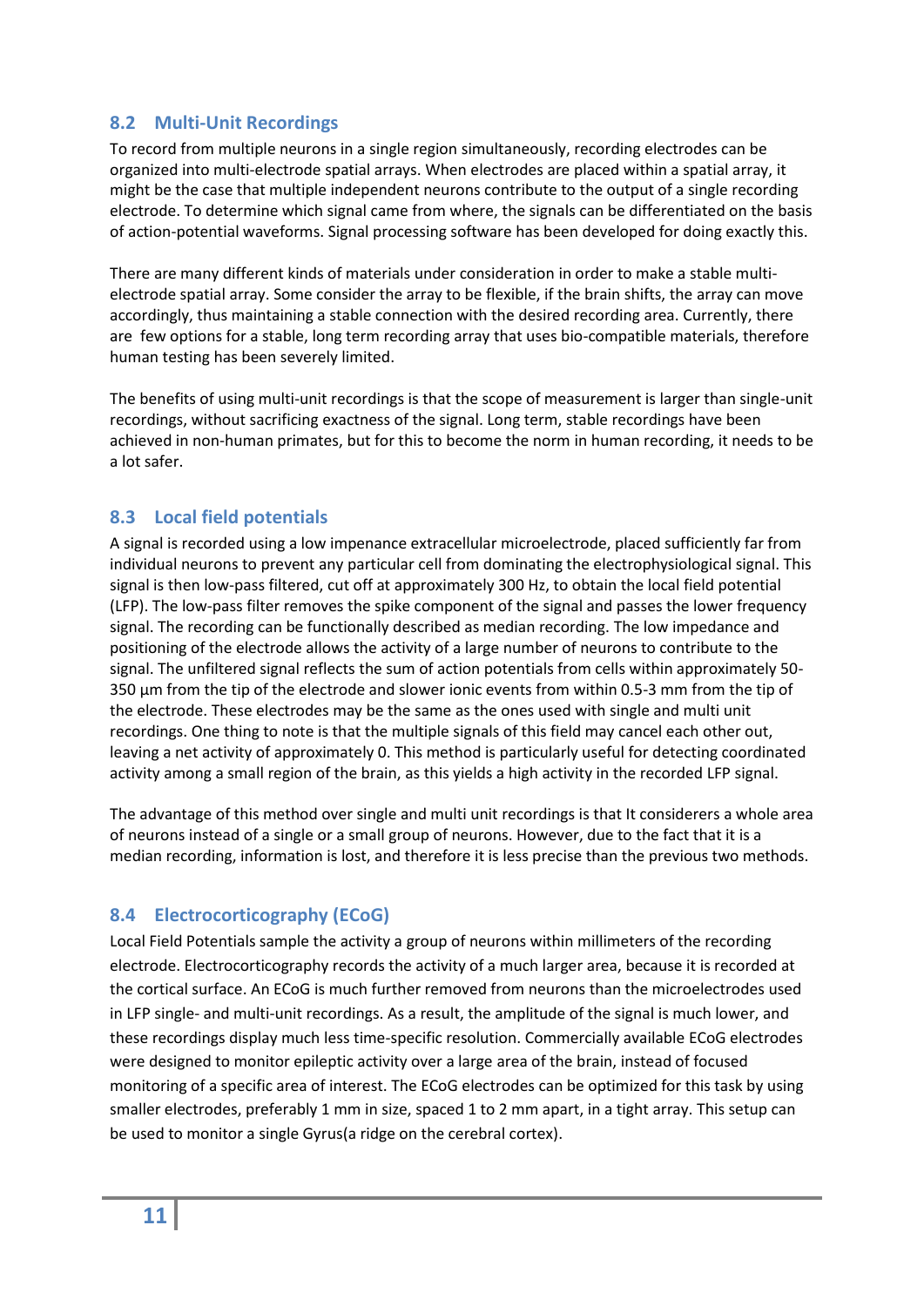## 8.2 Multi-Unit Recordings

To record from multiple neurons in a single region simultaneously, recording electrodes can be organized into multi-electrode spatial arrays. When electrodes are placed within a spatial array, it might be the case that multiple independent neurons contribute to the output of a single recording electrode. To determine which signal came from where, the signals can be differentiated on the basis of action-potential waveforms. Signal processing software has been developed for doing exactly this.

There are many different kinds of materials under consideration in order to make a stable multi-electrode spatial array. Some consider the array to be flexible, if the brain shifts, the array can move accordingly, thus maintaining a stable connection with the desired recording area. Currently, there are few options for a stable, long term recording array that uses bio-compatible materials, therefore human testing has been severely limited.

The benefits of using multi-unit recordings is that the scope of measurement is larger than single-unit recordings, without sacrificing exactness of the signal. Long term, stable recordings have been achieved in non-human primates, but for this to become the norm in human recording, it needs to be a lot safer.

## 8.3 Local field potentials

A signal is recorded using a low impenance extracellular microelectrode, placed sufficiently far from individual neurons to prevent any particular cell from dominating the electrophysiological signal. This signal is then low-pass filtered, cut off at approximately 300 Hz, to obtain the local field potential (LFP). The low-pass filter removes the spike component of the signal and passes the lower frequency signal. The recording can be functionally described as median recording. The low impedance and positioning of the electrode allows the activity of a large number of neurons to contribute to the signal. The unfiltered signal reflects the sum of action potentials from cells within approximately 50-350 µm from the tip of the electrode and slower ionic events from within 0.5-3 mm from the tip of the electrode. These electrodes may be the same as the ones used with single and multi unit recordings. One thing to note is that the multiple signals of this field may cancel each other out, leaving a net activity of approximately 0. This method is particularly useful for detecting coordinated activity among a small region of the brain, as this yields a high activity in the recorded LFP signal.

The advantage of this method over single and multi unit recordings is that It considerers a whole area of neurons instead of a single or a small group of neurons. However, due to the fact that it is a median recording, information is lost, and therefore it is less precise than the previous two methods.

## 8.4 Electrocorticography (ECoG)

Local Field Potentials sample the activity a group of neurons within millimeters of the recording electrode. Electrocorticography records the activity of a much larger area, because it is recorded at the cortical surface. An ECoG is much further removed from neurons than the microelectrodes used in LFP single- and multi-unit recordings. As a result, the amplitude of the signal is much lower, and these recordings display much less time-specific resolution. Commercially available ECoG electrodes were designed to monitor epileptic activity over a large area of the brain, instead of focused monitoring of a specific area of interest. The ECoG electrodes can be optimized for this task by using smaller electrodes, preferably 1 mm in size, spaced 1 to 2 mm apart, in a tight array. This setup can be used to monitor a single Gyrus(a ridge on the cerebral cortex).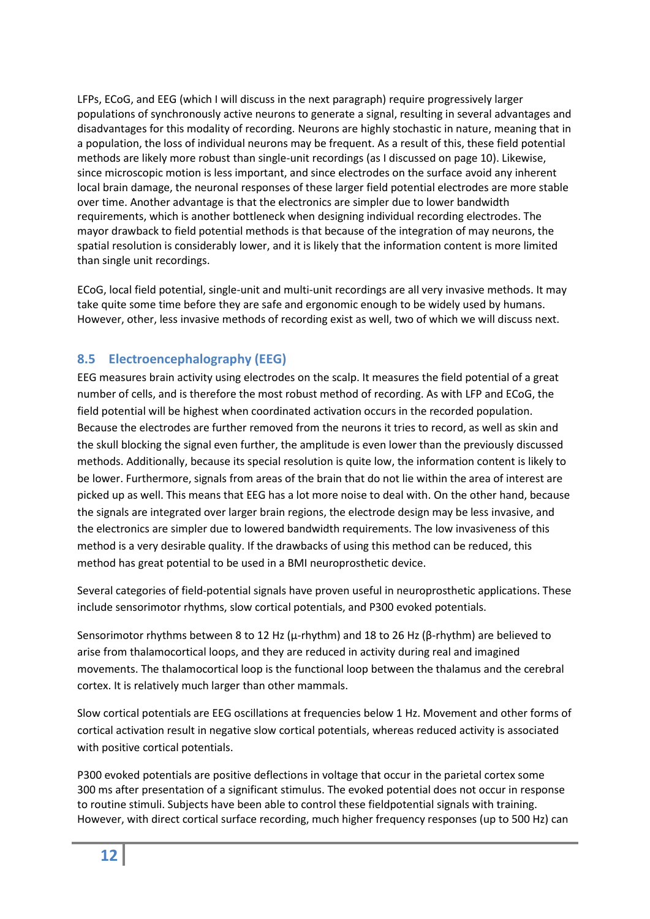LFPs, ECoG, and EEG (which I will discuss in the next paragraph) require progressively larger populations of synchronously active neurons to generate a signal, resulting in several advantages and disadvantages for this modality of recording. Neurons are highly stochastic in nature, meaning that in a population, the loss of individual neurons may be frequent. As a result of this, these field potential methods are likely more robust than single-unit recordings (as I discussed on page 10). Likewise, since microscopic motion is less important, and since electrodes on the surface avoid any inherent local brain damage, the neuronal responses of these larger field potential electrodes are more stable over time. Another advantage is that the electronics are simpler due to lower bandwidth requirements, which is another bottleneck when designing individual recording electrodes. The mayor drawback to field potential methods is that because of the integration of may neurons, the spatial resolution is considerably lower, and it is likely that the information content is more limited than single unit recordings.

ECoG, local field potential, single-unit and multi-unit recordings are all very invasive methods. It may take quite some time before they are safe and ergonomic enough to be widely used by humans. However, other, less invasive methods of recording exist as well, two of which we will discuss next.

## 8.5 Electroencephalography (EEG)

EEG measures brain activity using electrodes on the scalp. It measures the field potential of a great number of cells, and is therefore the most robust method of recording. As with LFP and ECoG, the field potential will be highest when coordinated activation occurs in the recorded population. Because the electrodes are further removed from the neurons it tries to record, as well as skin and the skull blocking the signal even further, the amplitude is even lower than the previously discussed methods. Additionally, because its special resolution is quite low, the information content is likely to be lower. Furthermore, signals from areas of the brain that do not lie within the area of interest are picked up as well. This means that EEG has a lot more noise to deal with. On the other hand, because the signals are integrated over larger brain regions, the electrode design may be less invasive, and the electronics are simpler due to lowered bandwidth requirements. The low invasiveness of this method is a very desirable quality. If the drawbacks of using this method can be reduced, this method has great potential to be used in a BMI neuroprosthetic device.

Several categories of field-potential signals have proven useful in neuroprosthetic applications. These include sensorimotor rhythms, slow cortical potentials, and P300 evoked potentials.

Sensorimotor rhythms between 8 to 12 Hz (μ-rhythm) and 18 to 26 Hz (β-rhythm) are believed to arise from thalamocortical loops, and they are reduced in activity during real and imagined movements. The thalamocortical loop is the functional loop between the thalamus and the cerebral cortex. It is relatively much larger than other mammals.

Slow cortical potentials are EEG oscillations at frequencies below 1 Hz. Movement and other forms of cortical activation result in negative slow cortical potentials, whereas reduced activity is associated with positive cortical potentials.

P300 evoked potentials are positive deflections in voltage that occur in the parietal cortex some 300 ms after presentation of a significant stimulus. The evoked potential does not occur in response to routine stimuli. Subjects have been able to control these fieldpotential signals with training. However, with direct cortical surface recording, much higher frequency responses (up to 500 Hz) can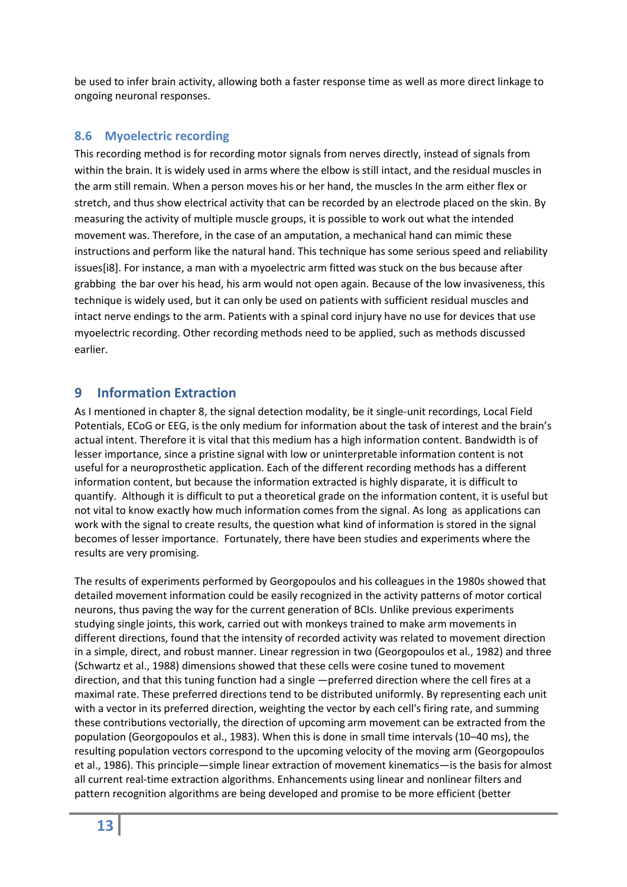be used to infer brain activity, allowing both a faster response time as well as more direct linkage to ongoing neuronal responses.

### 8.6 Myoelectric recording

This recording method is for recording motor signals from nerves directly, instead of signals from within the brain. It is widely used in arms where the elbow is still intact, and the residual muscles in the arm still remain. When a person moves his or her hand, the muscles In the arm either flex or stretch, and thus show electrical activity that can be recorded by an electrode placed on the skin. By measuring the activity of multiple muscle groups, it is possible to work out what the intended movement was. Therefore, in the case of an amputation, a mechanical hand can mimic these instructions and perform like the natural hand. This technique has some serious speed and reliability issues[i8]. For instance, a man with a myoelectric arm fitted was stuck on the bus because after grabbing the bar over his head, his arm would not open again. Because of the low invasiveness, this technique is widely used, but it can only be used on patients with sufficient residual muscles and intact nerve endings to the arm. Patients with a spinal cord injury have no use for devices that use myoelectric recording. Other recording methods need to be applied, such as methods discussed earlier.

## 9 Information Extraction

As I mentioned in chapter 8, the signal detection modality, be it single-unit recordings, Local Field Potentials, ECoG or EEG, is the only medium for information about the task of interest and the brain's actual intent. Therefore it is vital that this medium has a high information content. Bandwidth is of lesser importance, since a pristine signal with low or uninterpretable information content is not useful for a neuroprosthetic application. Each of the different recording methods has a different information content, but because the information extracted is highly disparate, it is difficult to quantify. Although it is difficult to put a theoretical grade on the information content, it is useful but not vital to know exactly how much information comes from the signal. As long as applications can work with the signal to create results, the question what kind of information is stored in the signal becomes of lesser importance. Fortunately, there have been studies and experiments where the results are very promising.

The results of experiments performed by Georgopoulos and his colleagues in the 1980s showed that detailed movement information could be easily recognized in the activity patterns of motor cortical neurons, thus paving the way for the current generation of BCIs. Unlike previous experiments studying single joints, this work, carried out with monkeys trained to make arm movements in different directions, found that the intensity of recorded activity was related to movement direction in a simple, direct, and robust manner. Linear regression in two (Georgopoulos et al., 1982) and three (Schwartz et al., 1988) dimensions showed that these cells were cosine tuned to movement direction, and that this tuning function had a single —preferred direction where the cell fires at a maximal rate. These preferred directions tend to be distributed uniformly. By representing each unit with a vector in its preferred direction, weighting the vector by each cell's firing rate, and summing these contributions vectorially, the direction of upcoming arm movement can be extracted from the population (Georgopoulos et al., 1983). When this is done in small time intervals (10–40 ms), the resulting population vectors correspond to the upcoming velocity of the moving arm (Georgopoulos et al., 1986). This principle—simple linear extraction of movement kinematics—is the basis for almost all current real-time extraction algorithms. Enhancements using linear and nonlinear filters and pattern recognition algorithms are being developed and promise to be more efficient (better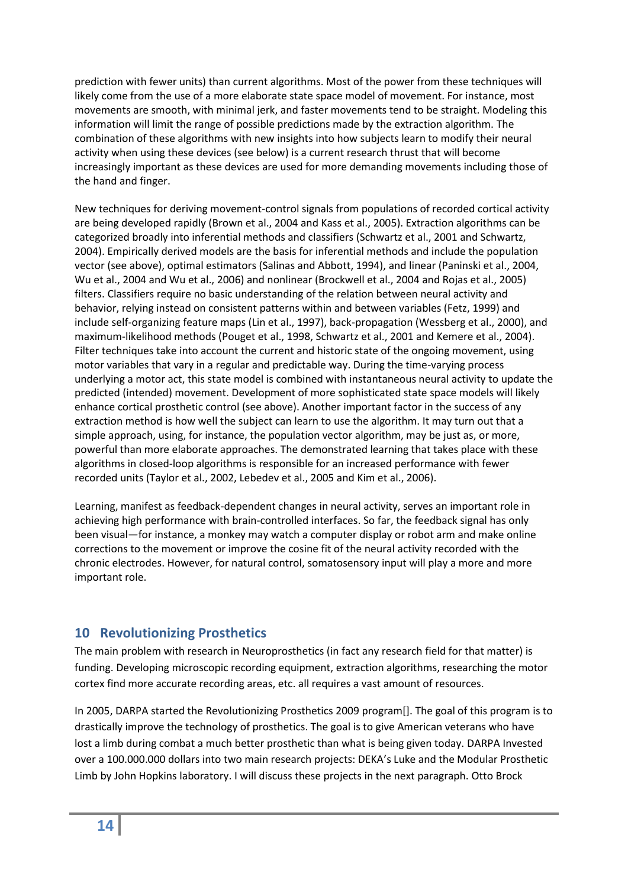prediction with fewer units) than current algorithms. Most of the power from these techniques will likely come from the use of a more elaborate state space model of movement. For instance, most movements are smooth, with minimal jerk, and faster movements tend to be straight. Modeling this information will limit the range of possible predictions made by the extraction algorithm. The combination of these algorithms with new insights into how subjects learn to modify their neural activity when using these devices (see below) is a current research thrust that will become increasingly important as these devices are used for more demanding movements including those of the hand and finger.

New techniques for deriving movement-control signals from populations of recorded cortical activity are being developed rapidly (Brown et al., 2004 and Kass et al., 2005). Extraction algorithms can be categorized broadly into inferential methods and classifiers (Schwartz et al., 2001 and Schwartz, 2004). Empirically derived models are the basis for inferential methods and include the population vector (see above), optimal estimators (Salinas and Abbott, 1994), and linear (Paninski et al., 2004, Wu et al., 2004 and Wu et al., 2006) and nonlinear (Brockwell et al., 2004 and Rojas et al., 2005) filters. Classifiers require no basic understanding of the relation between neural activity and behavior, relying instead on consistent patterns within and between variables (Fetz, 1999) and include self-organizing feature maps (Lin et al., 1997), back-propagation (Wessberg et al., 2000), and maximum-likelihood methods (Pouget et al., 1998, Schwartz et al., 2001 and Kemere et al., 2004). Filter techniques take into account the current and historic state of the ongoing movement, using motor variables that vary in a regular and predictable way. During the time-varying process underlying a motor act, this state model is combined with instantaneous neural activity to update the predicted (intended) movement. Development of more sophisticated state space models will likely enhance cortical prosthetic control (see above). Another important factor in the success of any extraction method is how well the subject can learn to use the algorithm. It may turn out that a simple approach, using, for instance, the population vector algorithm, may be just as, or more, powerful than more elaborate approaches. The demonstrated learning that takes place with these algorithms in closed-loop algorithms is responsible for an increased performance with fewer recorded units (Taylor et al., 2002, Lebedev et al., 2005 and Kim et al., 2006).

Learning, manifest as feedback-dependent changes in neural activity, serves an important role in achieving high performance with brain-controlled interfaces. So far, the feedback signal has only been visual—for instance, a monkey may watch a computer display or robot arm and make online corrections to the movement or improve the cosine fit of the neural activity recorded with the chronic electrodes. However, for natural control, somatosensory input will play a more and more important role.

## 10 Revolutionizing Prosthetics

The main problem with research in Neuroprosthetics (in fact any research field for that matter) is funding. Developing microscopic recording equipment, extraction algorithms, researching the motor cortex find more accurate recording areas, etc. all requires a vast amount of resources.

In 2005, DARPA started the Revolutionizing Prosthetics 2009 program[]. The goal of this program is to drastically improve the technology of prosthetics. The goal is to give American veterans who have lost a limb during combat a much better prosthetic than what is being given today. DARPA Invested over a 100.000.000 dollars into two main research projects: DEKA's Luke and the Modular Prosthetic Limb by John Hopkins laboratory. I will discuss these projects in the next paragraph. Otto Brock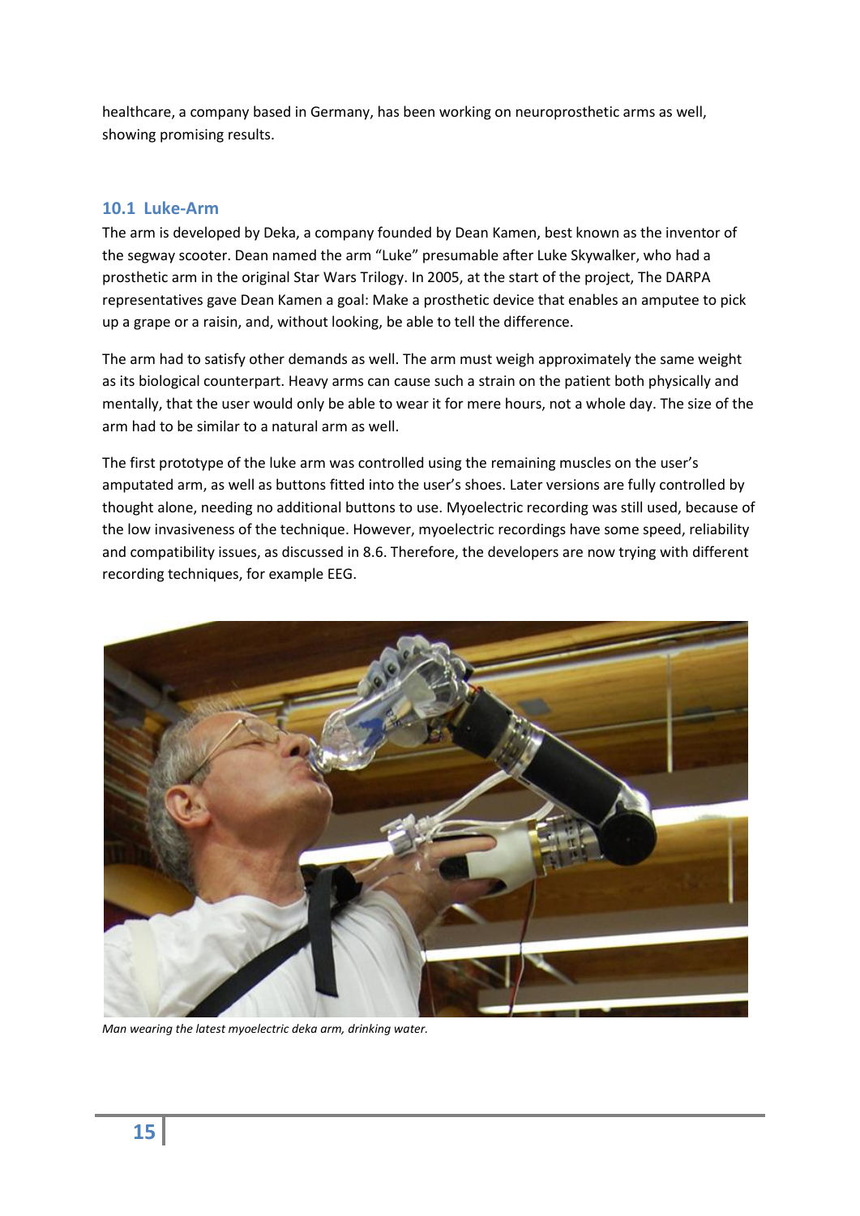healthcare, a company based in Germany, has been working on neuroprosthetic arms as well, showing promising results.

### 10.1 Luke-Arm

The arm is developed by Deka, a company founded by Dean Kamen, best known as the inventor of the segway scooter. Dean named the arm "Luke" presumable after Luke Skywalker, who had a prosthetic arm in the original Star Wars Trilogy. In 2005, at the start of the project, The DARPA representatives gave Dean Kamen a goal: Make a prosthetic device that enables an amputee to pick up a grape or a raisin, and, without looking, be able to tell the difference.

The arm had to satisfy other demands as well. The arm must weigh approximately the same weight as its biological counterpart. Heavy arms can cause such a strain on the patient both physically and mentally, that the user would only be able to wear it for mere hours, not a whole day. The size of the arm had to be similar to a natural arm as well.

The first prototype of the luke arm was controlled using the remaining muscles on the user's amputated arm, as well as buttons fitted into the user's shoes. Later versions are fully controlled by thought alone, needing no additional buttons to use. Myoelectric recording was still used, because of the low invasiveness of the technique. However, myoelectric recordings have some speed, reliability and compatibility issues, as discussed in 8.6. Therefore, the developers are now trying with different recording techniques, for example EEG.

*Man wearing the latest myoelectric deka arm, drinking water.*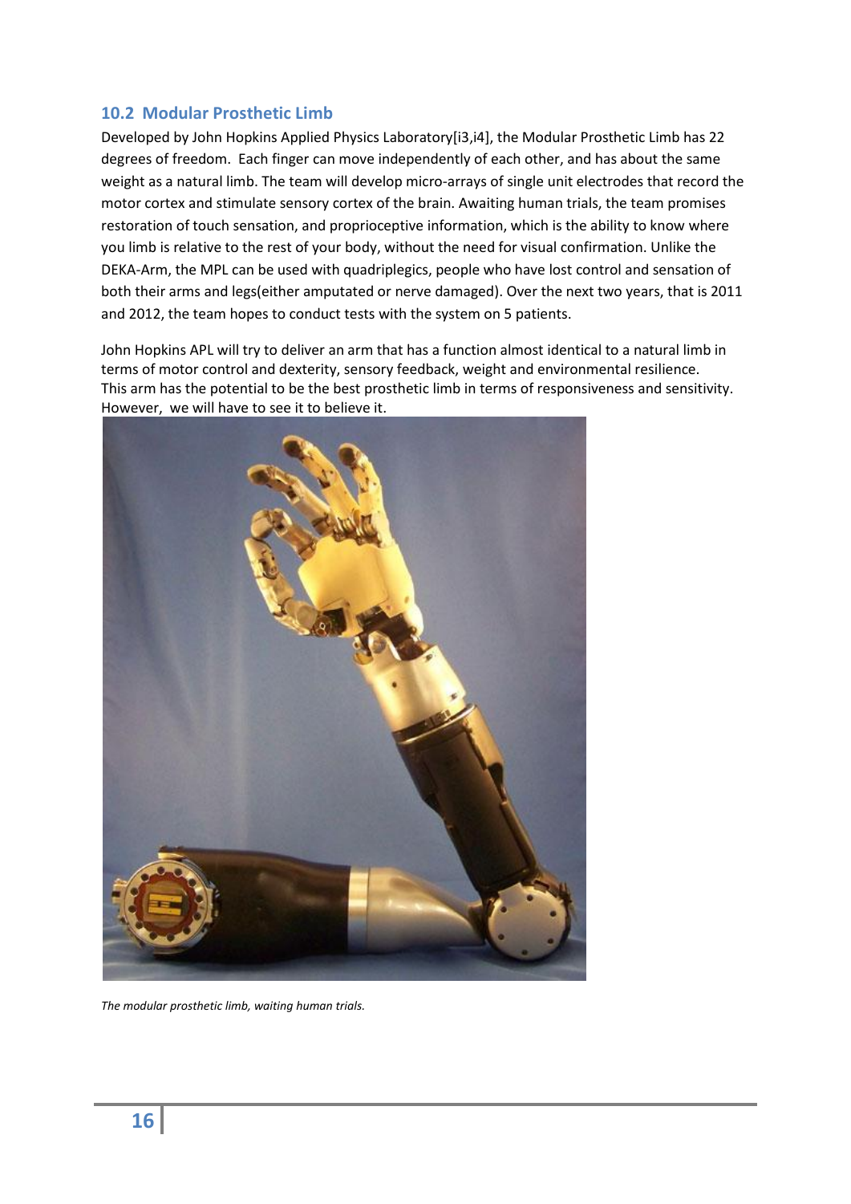## 10.2 Modular Prosthetic Limb

Developed by John Hopkins Applied Physics Laboratory[i3,i4], the Modular Prosthetic Limb has 22 degrees of freedom. Each finger can move independently of each other, and has about the same weight as a natural limb. The team will develop micro-arrays of single unit electrodes that record the motor cortex and stimulate sensory cortex of the brain. Awaiting human trials, the team promises restoration of touch sensation, and proprioceptive information, which is the ability to know where you limb is relative to the rest of your body, without the need for visual confirmation. Unlike the DEKA-Arm, the MPL can be used with quadriplegics, people who have lost control and sensation of both their arms and legs(either amputated or nerve damaged). Over the next two years, that is 2011 and 2012, the team hopes to conduct tests with the system on 5 patients.

John Hopkins APL will try to deliver an arm that has a function almost identical to a natural limb in terms of motor control and dexterity, sensory feedback, weight and environmental resilience. This arm has the potential to be the best prosthetic limb in terms of responsiveness and sensitivity. However, we will have to see it to believe it.

*The modular prosthetic limb, waiting human trials.*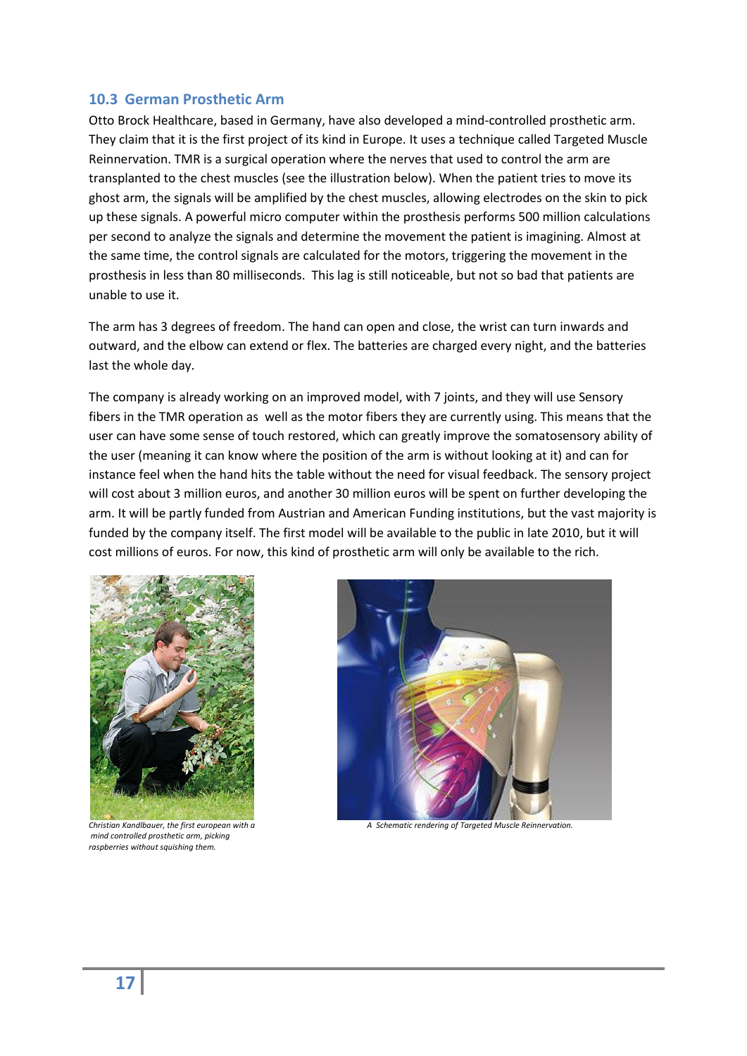## 10.3 German Prosthetic Arm

Otto Brock Healthcare, based in Germany, have also developed a mind-controlled prosthetic arm. They claim that it is the first project of its kind in Europe. It uses a technique called Targeted Muscle Reinnervation. TMR is a surgical operation where the nerves that used to control the arm are transplanted to the chest muscles (see the illustration below). When the patient tries to move its ghost arm, the signals will be amplified by the chest muscles, allowing electrodes on the skin to pick up these signals. A powerful micro computer within the prosthesis performs 500 million calculations per second to analyze the signals and determine the movement the patient is imagining. Almost at the same time, the control signals are calculated for the motors, triggering the movement in the prosthesis in less than 80 milliseconds. This lag is still noticeable, but not so bad that patients are unable to use it.

The arm has 3 degrees of freedom. The hand can open and close, the wrist can turn inwards and outward, and the elbow can extend or flex. The batteries are charged every night, and the batteries last the whole day.

The company is already working on an improved model, with 7 joints, and they will use Sensory fibers in the TMR operation as well as the motor fibers they are currently using. This means that the user can have some sense of touch restored, which can greatly improve the somatosensory ability of the user (meaning it can know where the position of the arm is without looking at it) and can for instance feel when the hand hits the table without the need for visual feedback. The sensory project will cost about 3 million euros, and another 30 million euros will be spent on further developing the arm. It will be partly funded from Austrian and American Funding institutions, but the vast majority is funded by the company itself. The first model will be available to the public in late 2010, but it will cost millions of euros. For now, this kind of prosthetic arm will only be available to the rich.

*Christian Kandlbauer, the first european with a mind controlled prosthetic arm, picking raspberries without squishing them.*

*A Schematic rendering of Targeted Muscle Reinnervation.*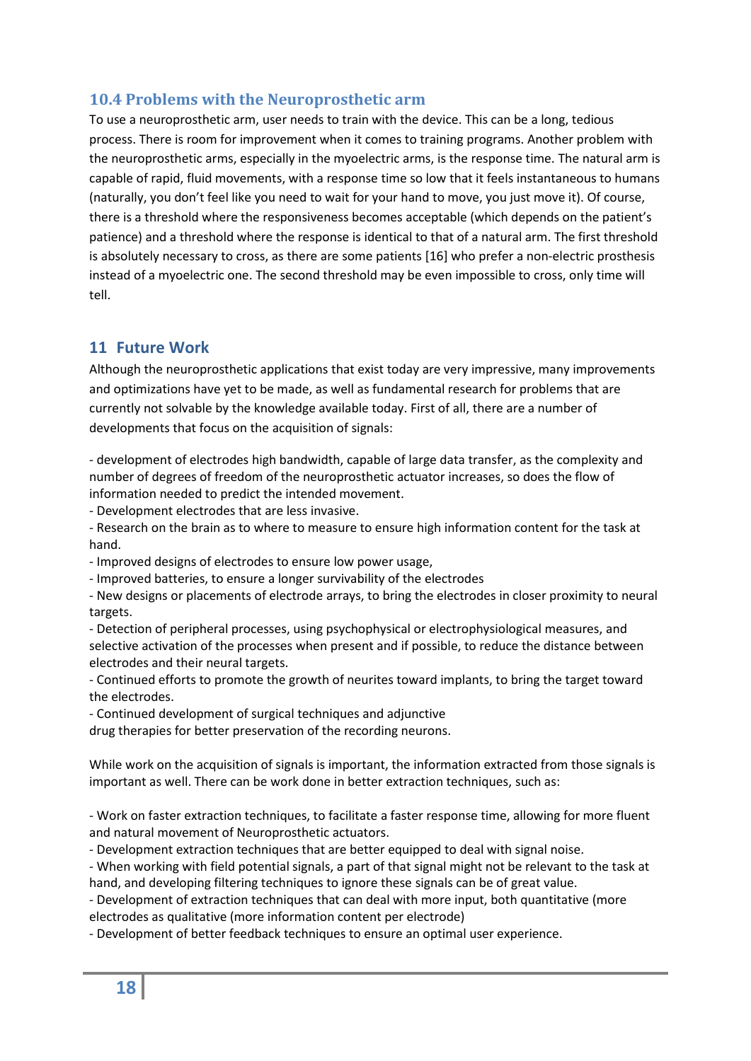### 10.4 Problems with the Neuroprosthetic arm

To use a neuroprosthetic arm, user needs to train with the device. This can be a long, tedious process. There is room for improvement when it comes to training programs. Another problem with the neuroprosthetic arms, especially in the myoelectric arms, is the response time. The natural arm is capable of rapid, fluid movements, with a response time so low that it feels instantaneous to humans (naturally, you don't feel like you need to wait for your hand to move, you just move it). Of course, there is a threshold where the responsiveness becomes acceptable (which depends on the patient's patience) and a threshold where the response is identical to that of a natural arm. The first threshold is absolutely necessary to cross, as there are some patients [16] who prefer a non-electric prosthesis instead of a myoelectric one. The second threshold may be even impossible to cross, only time will tell.

## 11 Future Work

Although the neuroprosthetic applications that exist today are very impressive, many improvements and optimizations have yet to be made, as well as fundamental research for problems that are currently not solvable by the knowledge available today. First of all, there are a number of developments that focus on the acquisition of signals:

- development of electrodes high bandwidth, capable of large data transfer, as the complexity and number of degrees of freedom of the neuroprosthetic actuator increases, so does the flow of information needed to predict the intended movement.
- Development electrodes that are less invasive.
- Research on the brain as to where to measure to ensure high information content for the task at hand.
- Improved designs of electrodes to ensure low power usage,
- Improved batteries, to ensure a longer survivability of the electrodes
- New designs or placements of electrode arrays, to bring the electrodes in closer proximity to neural targets.
- Detection of peripheral processes, using psychophysical or electrophysiological measures, and selective activation of the processes when present and if possible, to reduce the distance between electrodes and their neural targets.
- Continued efforts to promote the growth of neurites toward implants, to bring the target toward the electrodes.
- Continued development of surgical techniques and adjunctive drug therapies for better preservation of the recording neurons.

While work on the acquisition of signals is important, the information extracted from those signals is important as well. There can be work done in better extraction techniques, such as:

- Work on faster extraction techniques, to facilitate a faster response time, allowing for more fluent and natural movement of Neuroprosthetic actuators.
- Development extraction techniques that are better equipped to deal with signal noise.
- When working with field potential signals, a part of that signal might not be relevant to the task at hand, and developing filtering techniques to ignore these signals can be of great value.
- Development of extraction techniques that can deal with more input, both quantitative (more electrodes as qualitative (more information content per electrode)
- Development of better feedback techniques to ensure an optimal user experience.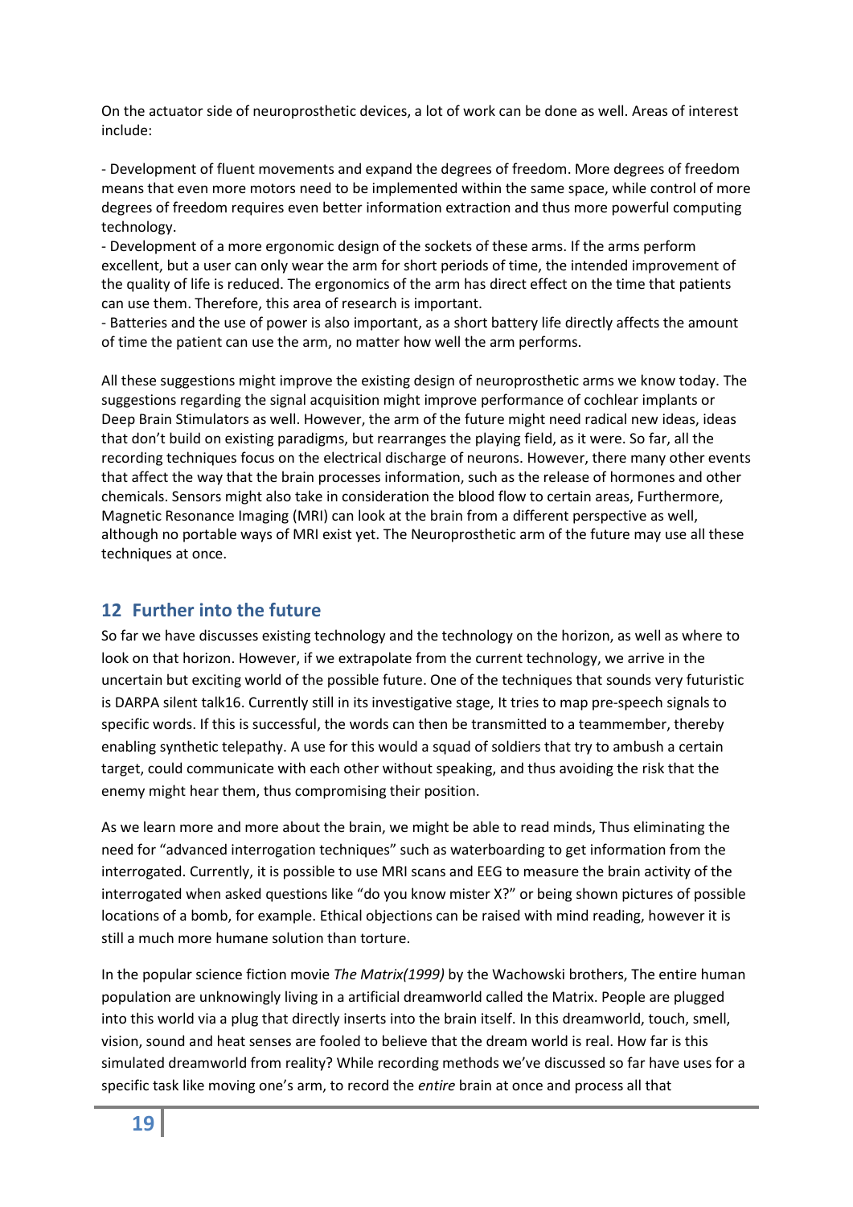On the actuator side of neuroprosthetic devices, a lot of work can be done as well. Areas of interest include:

- Development of fluent movements and expand the degrees of freedom. More degrees of freedom means that even more motors need to be implemented within the same space, while control of more degrees of freedom requires even better information extraction and thus more powerful computing technology.
- Development of a more ergonomic design of the sockets of these arms. If the arms perform excellent, but a user can only wear the arm for short periods of time, the intended improvement of the quality of life is reduced. The ergonomics of the arm has direct effect on the time that patients can use them. Therefore, this area of research is important.
- Batteries and the use of power is also important, as a short battery life directly affects the amount of time the patient can use the arm, no matter how well the arm performs.

All these suggestions might improve the existing design of neuroprosthetic arms we know today. The suggestions regarding the signal acquisition might improve performance of cochlear implants or Deep Brain Stimulators as well. However, the arm of the future might need radical new ideas, ideas that don't build on existing paradigms, but rearranges the playing field, as it were. So far, all the recording techniques focus on the electrical discharge of neurons. However, there many other events that affect the way that the brain processes information, such as the release of hormones and other chemicals. Sensors might also take in consideration the blood flow to certain areas, Furthermore, Magnetic Resonance Imaging (MRI) can look at the brain from a different perspective as well, although no portable ways of MRI exist yet. The Neuroprosthetic arm of the future may use all these techniques at once.

## 12 Further into the future

So far we have discusses existing technology and the technology on the horizon, as well as where to look on that horizon. However, if we extrapolate from the current technology, we arrive in the uncertain but exciting world of the possible future. One of the techniques that sounds very futuristic is DARPA silent talk16. Currently still in its investigative stage, It tries to map pre-speech signals to specific words. If this is successful, the words can then be transmitted to a teammember, thereby enabling synthetic telepathy. A use for this would a squad of soldiers that try to ambush a certain target, could communicate with each other without speaking, and thus avoiding the risk that the enemy might hear them, thus compromising their position.

As we learn more and more about the brain, we might be able to read minds, Thus eliminating the need for "advanced interrogation techniques" such as waterboarding to get information from the interrogated. Currently, it is possible to use MRI scans and EEG to measure the brain activity of the interrogated when asked questions like "do you know mister X?" or being shown pictures of possible locations of a bomb, for example. Ethical objections can be raised with mind reading, however it is still a much more humane solution than torture.

In the popular science fiction movie *The Matrix(1999)* by the Wachowski brothers, The entire human population are unknowingly living in a artificial dreamworld called the Matrix. People are plugged into this world via a plug that directly inserts into the brain itself. In this dreamworld, touch, smell, vision, sound and heat senses are fooled to believe that the dream world is real. How far is this simulated dreamworld from reality? While recording methods we've discussed so far have uses for a specific task like moving one's arm, to record the *entire* brain at once and process all that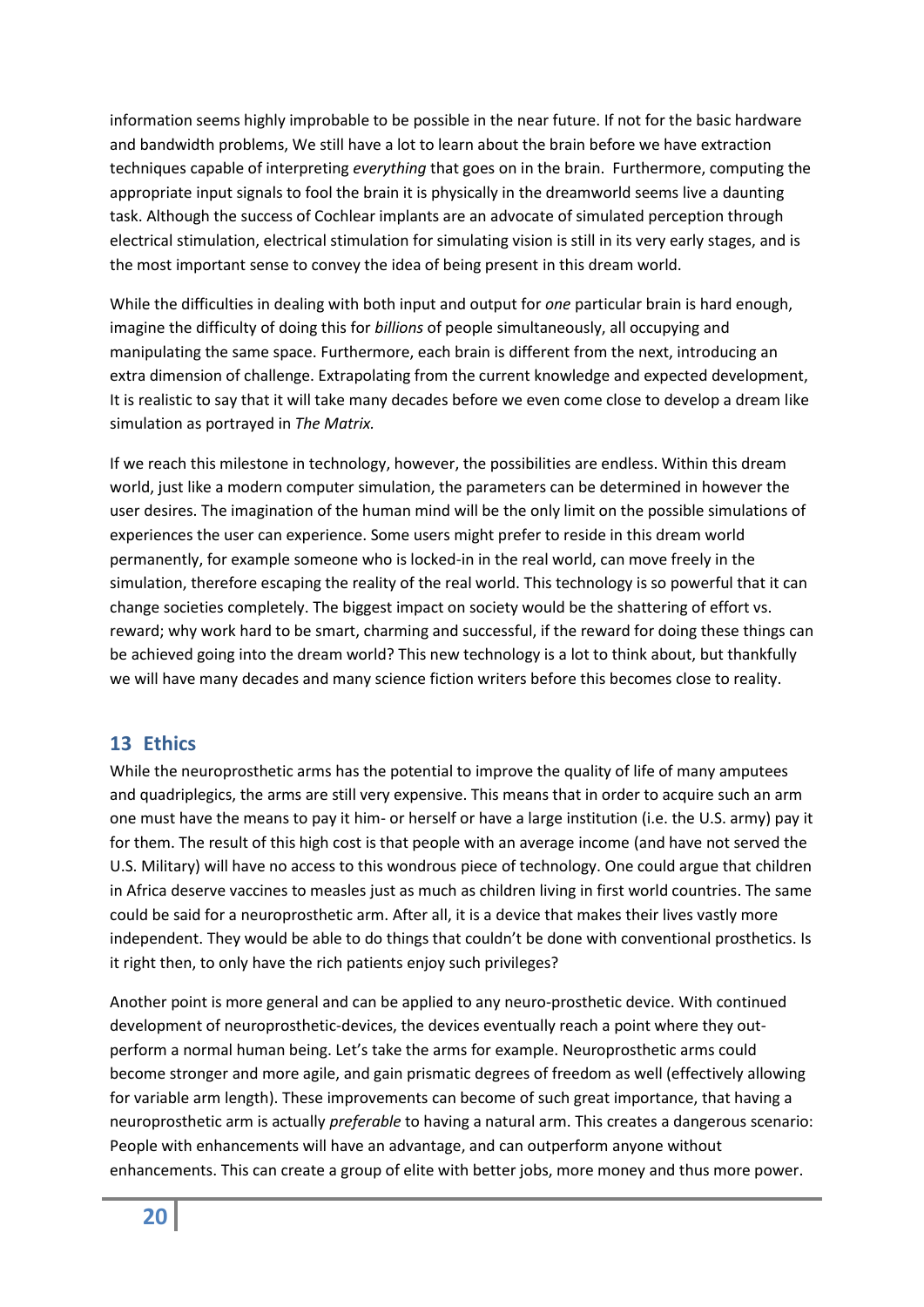information seems highly improbable to be possible in the near future. If not for the basic hardware and bandwidth problems, We still have a lot to learn about the brain before we have extraction techniques capable of interpreting *everything* that goes on in the brain. Furthermore, computing the appropriate input signals to fool the brain it is physically in the dreamworld seems live a daunting task. Although the success of Cochlear implants are an advocate of simulated perception through electrical stimulation, electrical stimulation for simulating vision is still in its very early stages, and is the most important sense to convey the idea of being present in this dream world.

While the difficulties in dealing with both input and output for *one* particular brain is hard enough, imagine the difficulty of doing this for *billions* of people simultaneously, all occupying and manipulating the same space. Furthermore, each brain is different from the next, introducing an extra dimension of challenge. Extrapolating from the current knowledge and expected development, It is realistic to say that it will take many decades before we even come close to develop a dream like simulation as portrayed in *The Matrix.*

If we reach this milestone in technology, however, the possibilities are endless. Within this dream world, just like a modern computer simulation, the parameters can be determined in however the user desires. The imagination of the human mind will be the only limit on the possible simulations of experiences the user can experience. Some users might prefer to reside in this dream world permanently, for example someone who is locked-in in the real world, can move freely in the simulation, therefore escaping the reality of the real world. This technology is so powerful that it can change societies completely. The biggest impact on society would be the shattering of effort vs. reward; why work hard to be smart, charming and successful, if the reward for doing these things can be achieved going into the dream world? This new technology is a lot to think about, but thankfully we will have many decades and many science fiction writers before this becomes close to reality.

## 13 Ethics

While the neuroprosthetic arms has the potential to improve the quality of life of many amputees and quadriplegics, the arms are still very expensive. This means that in order to acquire such an arm one must have the means to pay it him- or herself or have a large institution (i.e. the U.S. army) pay it for them. The result of this high cost is that people with an average income (and have not served the U.S. Military) will have no access to this wondrous piece of technology. One could argue that children in Africa deserve vaccines to measles just as much as children living in first world countries. The same could be said for a neuroprosthetic arm. After all, it is a device that makes their lives vastly more independent. They would be able to do things that couldn't be done with conventional prosthetics. Is it right then, to only have the rich patients enjoy such privileges?

Another point is more general and can be applied to any neuro-prosthetic device. With continued development of neuroprosthetic-devices, the devices eventually reach a point where they out-perform a normal human being. Let's take the arms for example. Neuroprosthetic arms could become stronger and more agile, and gain prismatic degrees of freedom as well (effectively allowing for variable arm length). These improvements can become of such great importance, that having a neuroprosthetic arm is actually *preferable* to having a natural arm. This creates a dangerous scenario: People with enhancements will have an advantage, and can outperform anyone without enhancements. This can create a group of elite with better jobs, more money and thus more power.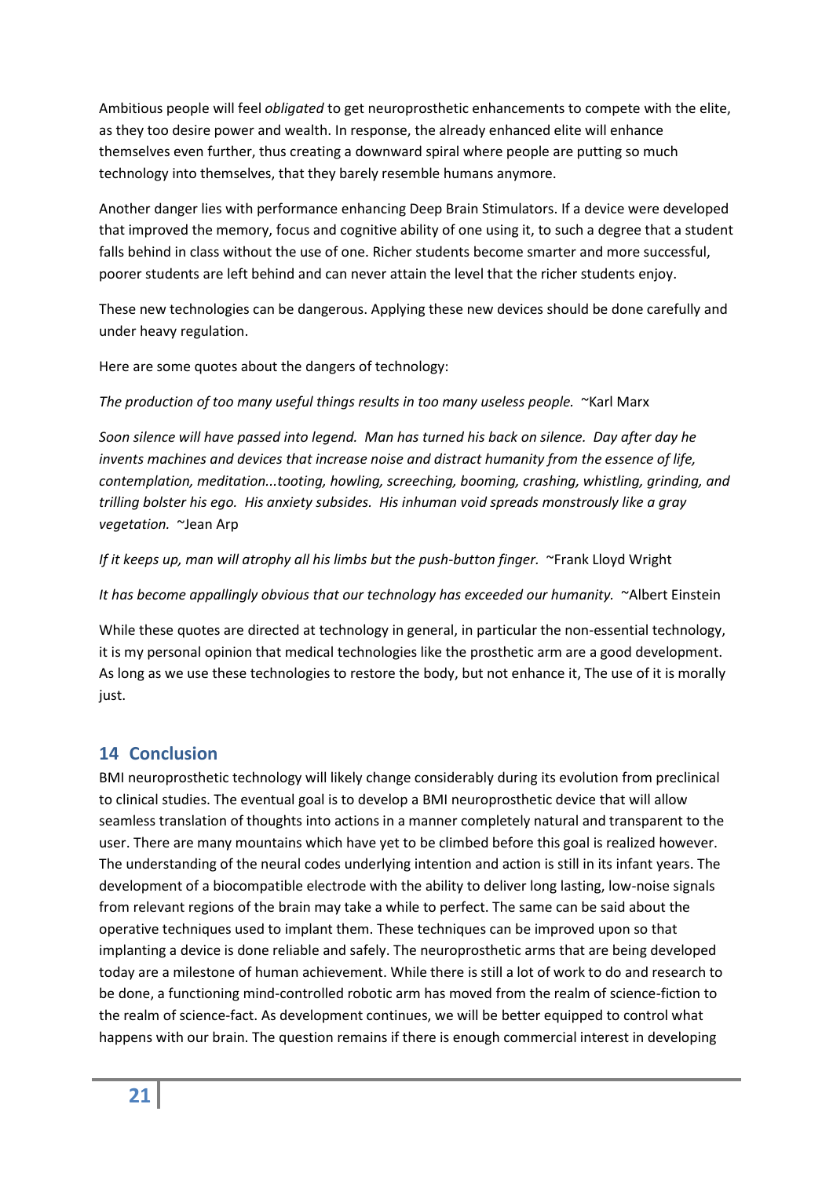Ambitious people will feel *obligated* to get neuroprosthetic enhancements to compete with the elite, as they too desire power and wealth. In response, the already enhanced elite will enhance themselves even further, thus creating a downward spiral where people are putting so much technology into themselves, that they barely resemble humans anymore.

Another danger lies with performance enhancing Deep Brain Stimulators. If a device were developed that improved the memory, focus and cognitive ability of one using it, to such a degree that a student falls behind in class without the use of one. Richer students become smarter and more successful, poorer students are left behind and can never attain the level that the richer students enjoy.

These new technologies can be dangerous. Applying these new devices should be done carefully and under heavy regulation.

Here are some quotes about the dangers of technology:

*The production of too many useful things results in too many useless people.* ~Karl Marx

*Soon silence will have passed into legend. Man has turned his back on silence. Day after day he invents machines and devices that increase noise and distract humanity from the essence of life, contemplation, meditation...tooting, howling, screeching, booming, crashing, whistling, grinding, and trilling bolster his ego. His anxiety subsides. His inhuman void spreads monstrously like a gray vegetation.* ~Jean Arp

*If it keeps up, man will atrophy all his limbs but the push-button finger.* ~Frank Lloyd Wright

*It has become appallingly obvious that our technology has exceeded our humanity.* ~Albert Einstein

While these quotes are directed at technology in general, in particular the non-essential technology, it is my personal opinion that medical technologies like the prosthetic arm are a good development. As long as we use these technologies to restore the body, but not enhance it, The use of it is morally just.

## 14 Conclusion

BMI neuroprosthetic technology will likely change considerably during its evolution from preclinical to clinical studies. The eventual goal is to develop a BMI neuroprosthetic device that will allow seamless translation of thoughts into actions in a manner completely natural and transparent to the user. There are many mountains which have yet to be climbed before this goal is realized however. The understanding of the neural codes underlying intention and action is still in its infant years. The development of a biocompatible electrode with the ability to deliver long lasting, low-noise signals from relevant regions of the brain may take a while to perfect. The same can be said about the operative techniques used to implant them. These techniques can be improved upon so that implanting a device is done reliable and safely. The neuroprosthetic arms that are being developed today are a milestone of human achievement. While there is still a lot of work to do and research to be done, a functioning mind-controlled robotic arm has moved from the realm of science-fiction to the realm of science-fact. As development continues, we will be better equipped to control what happens with our brain. The question remains if there is enough commercial interest in developing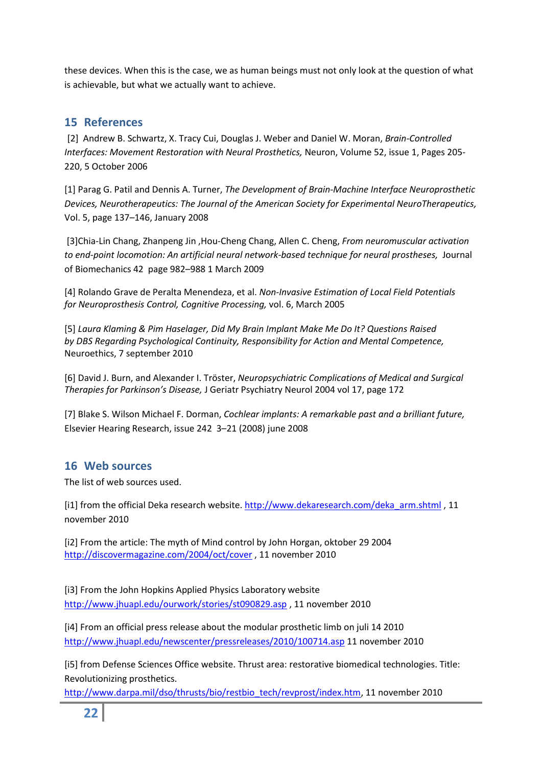these devices. When this is the case, we as human beings must not only look at the question of what is achievable, but what we actually want to achieve.

## 15 References

[2] Andrew B. Schwartz, X. Tracy Cui, Douglas J. Weber and Daniel W. Moran, *Brain-Controlled Interfaces: Movement Restoration with Neural Prosthetics,* Neuron, Volume 52, issue 1, Pages 205-220, 5 October 2006

[1] Parag G. Patil and Dennis A. Turner, *The Development of Brain-Machine Interface Neuroprosthetic Devices, Neurotherapeutics: The Journal of the American Society for Experimental NeuroTherapeutics,* Vol. 5, page 137–146, January 2008

[3]Chia-Lin Chang, Zhanpeng Jin ,Hou-Cheng Chang, Allen C. Cheng, *From neuromuscular activation to end-point locomotion: An artificial neural network-based technique for neural prostheses,* Journal of Biomechanics 42 page 982–988 1 March 2009

[4] Rolando Grave de Peralta Menendeza, et al. *Non-Invasive Estimation of Local Field Potentials for Neuroprosthesis Control, Cognitive Processing,* vol. 6, March 2005

[5] *Laura Klaming & Pim Haselager, Did My Brain Implant Make Me Do It? Questions Raised by DBS Regarding Psychological Continuity, Responsibility for Action and Mental Competence,* Neuroethics, 7 september 2010

[6] David J. Burn, and Alexander I. Tröster, *Neuropsychiatric Complications of Medical and Surgical Therapies for Parkinson's Disease,* J Geriatr Psychiatry Neurol 2004 vol 17, page 172

[7] Blake S. Wilson Michael F. Dorman, *Cochlear implants: A remarkable past and a brilliant future,* Elsevier Hearing Research, issue 242 3–21 (2008) june 2008

## 16 Web sources

The list of web sources used.

[i1] from the official Deka research website. http://www.dekaresearch.com/deka_arm.shtml , 11 november 2010

[i2] From the article: The myth of Mind control by John Horgan, oktober 29 2004 http://discovermagazine.com/2004/oct/cover , 11 november 2010

[i3] From the John Hopkins Applied Physics Laboratory website http://www.jhuapl.edu/ourwork/stories/st090829.asp , 11 november 2010

[i4] From an official press release about the modular prosthetic limb on juli 14 2010 http://www.jhuapl.edu/newscenter/pressreleases/2010/100714.asp 11 november 2010

[i5] from Defense Sciences Office website. Thrust area: restorative biomedical technologies. Title: Revolutionizing prosthetics.
http://www.darpa.mil/dso/thrusts/bio/restbio_tech/revprost/index.htm, 11 november 2010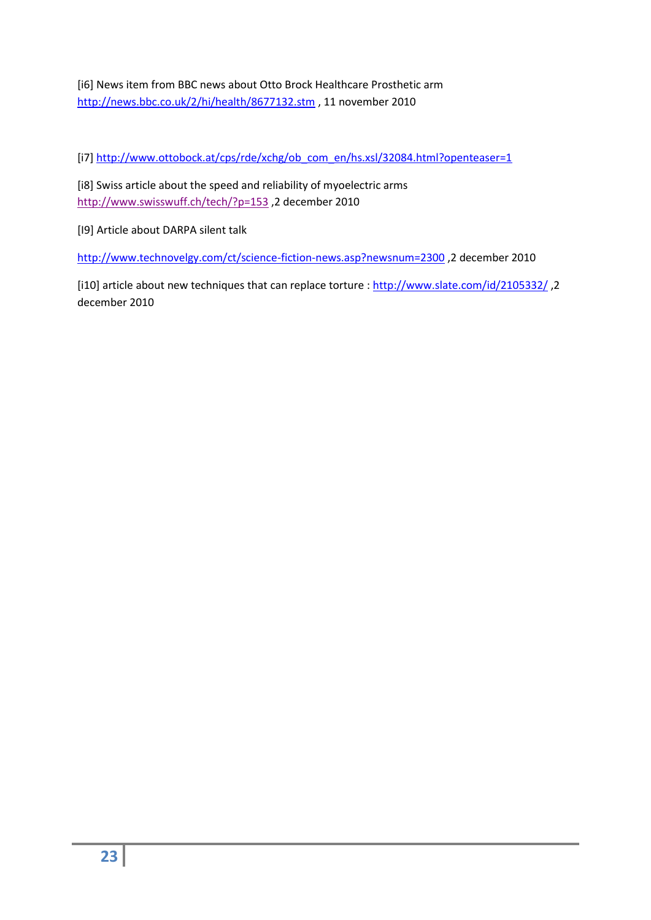[i6] News item from BBC news about Otto Brock Healthcare Prosthetic arm
http://news.bbc.co.uk/2/hi/health/8677132.stm , 11 november 2010

[i7] http://www.ottobock.at/cps/rde/xchg/ob_com_en/hs.xsl/32084.html?openteaser=1

[i8] Swiss article about the speed and reliability of myoelectric arms
http://www.swisswuff.ch/tech/?p=153 ,2 december 2010

[I9] Article about DARPA silent talk

http://www.technovelgy.com/ct/science-fiction-news.asp?newsnum=2300 ,2 december 2010

[i10] article about new techniques that can replace torture : http://www.slate.com/id/2105332/ ,2 december 2010